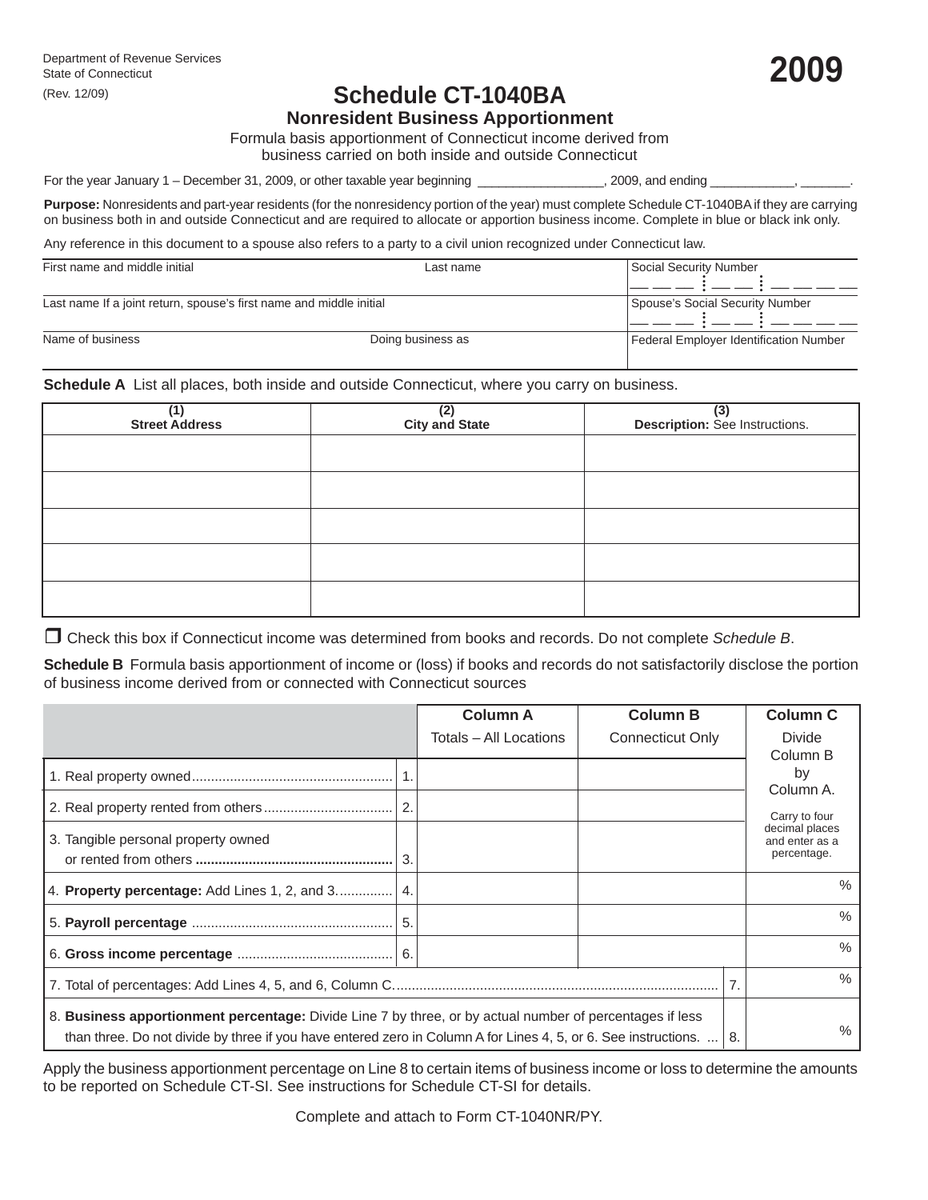Department of Revenue Services
State of Connecticut
(Rev. 12/09)

# 2009

# Schedule CT-1040BA

## Nonresident Business Apportionment

Formula basis apportionment of Connecticut income derived from business carried on both inside and outside Connecticut

For the year January 1 – December 31, 2009, or other taxable year beginning _________________, 2009, and ending ___________, _______.

**Purpose:** Nonresidents and part-year residents (for the nonresidency portion of the year) must complete Schedule CT-1040BA if they are carrying on business both in and outside Connecticut and are required to allocate or apportion business income. Complete in blue or black ink only.

Any reference in this document to a spouse also refers to a party to a civil union recognized under Connecticut law.

| First name and middle initial | Last name | Social Security Number |
|---|---|---|
| Last name If a joint return, spouse's first name and middle initial | | Spouse's Social Security Number |
| Name of business | Doing business as | Federal Employer Identification Number |

**Schedule A** List all places, both inside and outside Connecticut, where you carry on business.

| (1) Street Address | (2) City and State | (3) Description: See Instructions. |
|---|---|---|
| | | |
| | | |
| | | |
| | | |
| | | |

❐ Check this box if Connecticut income was determined from books and records. Do not complete *Schedule B*.

**Schedule B** Formula basis apportionment of income or (loss) if books and records do not satisfactorily disclose the portion of business income derived from or connected with Connecticut sources

| | | Column A<br>Totals – All Locations | Column B<br>Connecticut Only | Column C<br>Divide Column B by Column A.<br>Carry to four decimal places and enter as a percentage. |
|---|---|---|---|---|
| 1. Real property owned | 1. | | | |
| 2. Real property rented from others | 2. | | | |
| 3. Tangible personal property owned or rented from others | 3. | | | |
| 4. **Property percentage:** Add Lines 1, 2, and 3. | 4. | | | % |
| 5. **Payroll percentage** | 5. | | | % |
| 6. **Gross income percentage** | 6. | | | % |
| 7. Total of percentages: Add Lines 4, 5, and 6, Column C. | | | 7. | % |
| 8. **Business apportionment percentage:** Divide Line 7 by three, or by actual number of percentages if less than three. Do not divide by three if you have entered zero in Column A for Lines 4, 5, or 6. See instructions. | | | 8. | % |

Apply the business apportionment percentage on Line 8 to certain items of business income or loss to determine the amounts to be reported on Schedule CT-SI. See instructions for Schedule CT-SI for details.

Complete and attach to Form CT-1040NR/PY.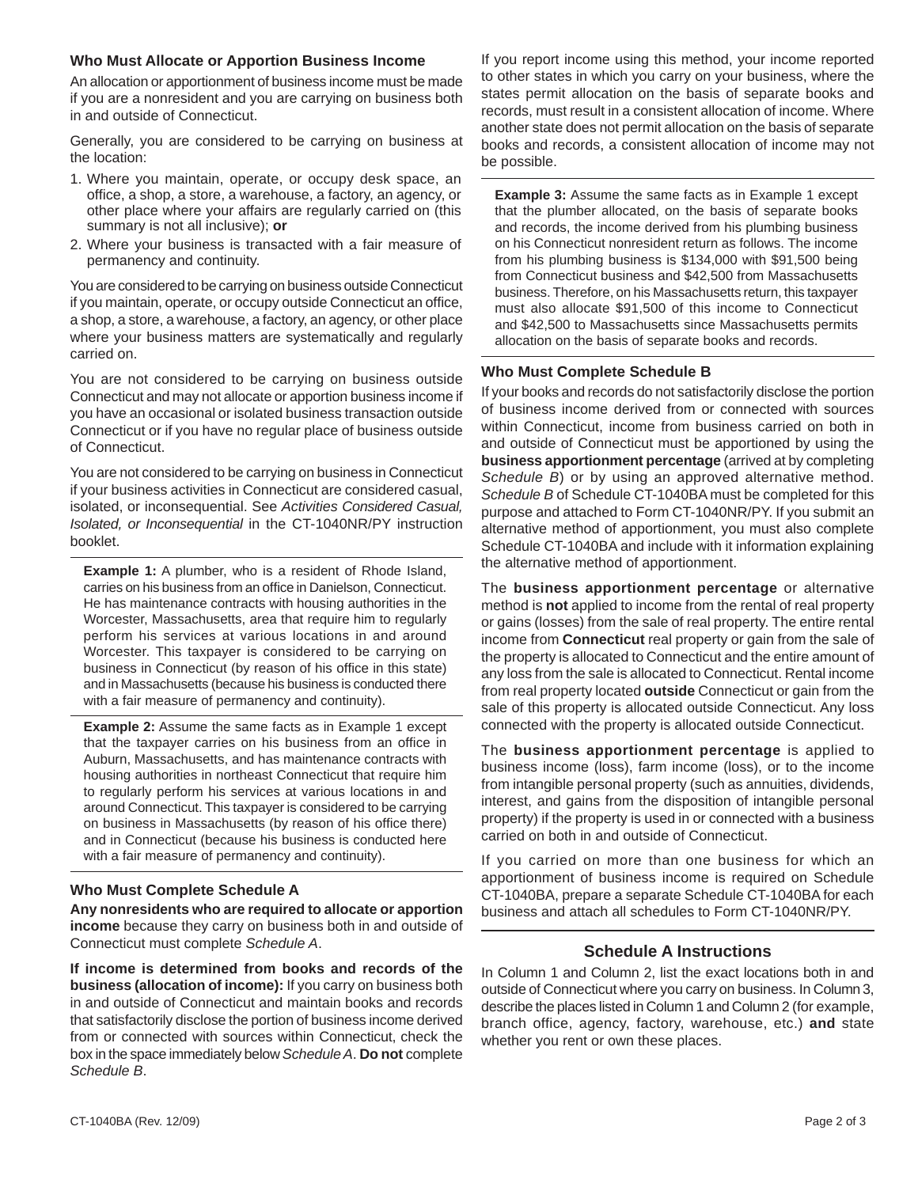### Who Must Allocate or Apportion Business Income

An allocation or apportionment of business income must be made if you are a nonresident and you are carrying on business both in and outside of Connecticut.

Generally, you are considered to be carrying on business at the location:

1. Where you maintain, operate, or occupy desk space, an office, a shop, a store, a warehouse, a factory, an agency, or other place where your affairs are regularly carried on (this summary is not all inclusive); **or**
2. Where your business is transacted with a fair measure of permanency and continuity.

You are considered to be carrying on business outside Connecticut if you maintain, operate, or occupy outside Connecticut an office, a shop, a store, a warehouse, a factory, an agency, or other place where your business matters are systematically and regularly carried on.

You are not considered to be carrying on business outside Connecticut and may not allocate or apportion business income if you have an occasional or isolated business transaction outside Connecticut or if you have no regular place of business outside of Connecticut.

You are not considered to be carrying on business in Connecticut if your business activities in Connecticut are considered casual, isolated, or inconsequential. See *Activities Considered Casual, Isolated, or Inconsequential* in the CT-1040NR/PY instruction booklet.

**Example 1:** A plumber, who is a resident of Rhode Island, carries on his business from an office in Danielson, Connecticut. He has maintenance contracts with housing authorities in the Worcester, Massachusetts, area that require him to regularly perform his services at various locations in and around Worcester. This taxpayer is considered to be carrying on business in Connecticut (by reason of his office in this state) and in Massachusetts (because his business is conducted there with a fair measure of permanency and continuity).

**Example 2:** Assume the same facts as in Example 1 except that the taxpayer carries on his business from an office in Auburn, Massachusetts, and has maintenance contracts with housing authorities in northeast Connecticut that require him to regularly perform his services at various locations in and around Connecticut. This taxpayer is considered to be carrying on business in Massachusetts (by reason of his office there) and in Connecticut (because his business is conducted here with a fair measure of permanency and continuity).

### Who Must Complete Schedule A

**Any nonresidents who are required to allocate or apportion income** because they carry on business both in and outside of Connecticut must complete *Schedule A*.

**If income is determined from books and records of the business (allocation of income):** If you carry on business both in and outside of Connecticut and maintain books and records that satisfactorily disclose the portion of business income derived from or connected with sources within Connecticut, check the box in the space immediately below *Schedule A*. **Do not** complete *Schedule B*.

If you report income using this method, your income reported to other states in which you carry on your business, where the states permit allocation on the basis of separate books and records, must result in a consistent allocation of income. Where another state does not permit allocation on the basis of separate books and records, a consistent allocation of income may not be possible.

**Example 3:** Assume the same facts as in Example 1 except that the plumber allocated, on the basis of separate books and records, the income derived from his plumbing business on his Connecticut nonresident return as follows. The income from his plumbing business is $134,000 with $91,500 being from Connecticut business and $42,500 from Massachusetts business. Therefore, on his Massachusetts return, this taxpayer must also allocate $91,500 of this income to Connecticut and $42,500 to Massachusetts since Massachusetts permits allocation on the basis of separate books and records.

### Who Must Complete Schedule B

If your books and records do not satisfactorily disclose the portion of business income derived from or connected with sources within Connecticut, income from business carried on both in and outside of Connecticut must be apportioned by using the **business apportionment percentage** (arrived at by completing *Schedule B*) or by using an approved alternative method. *Schedule B* of Schedule CT-1040BA must be completed for this purpose and attached to Form CT-1040NR/PY. If you submit an alternative method of apportionment, you must also complete Schedule CT-1040BA and include with it information explaining the alternative method of apportionment.

The **business apportionment percentage** or alternative method is **not** applied to income from the rental of real property or gains (losses) from the sale of real property. The entire rental income from **Connecticut** real property or gain from the sale of the property is allocated to Connecticut and the entire amount of any loss from the sale is allocated to Connecticut. Rental income from real property located **outside** Connecticut or gain from the sale of this property is allocated outside Connecticut. Any loss connected with the property is allocated outside Connecticut.

The **business apportionment percentage** is applied to business income (loss), farm income (loss), or to the income from intangible personal property (such as annuities, dividends, interest, and gains from the disposition of intangible personal property) if the property is used in or connected with a business carried on both in and outside of Connecticut.

If you carried on more than one business for which an apportionment of business income is required on Schedule CT-1040BA, prepare a separate Schedule CT-1040BA for each business and attach all schedules to Form CT-1040NR/PY.

## Schedule A Instructions

In Column 1 and Column 2, list the exact locations both in and outside of Connecticut where you carry on business. In Column 3, describe the places listed in Column 1 and Column 2 (for example, branch office, agency, factory, warehouse, etc.) **and** state whether you rent or own these places.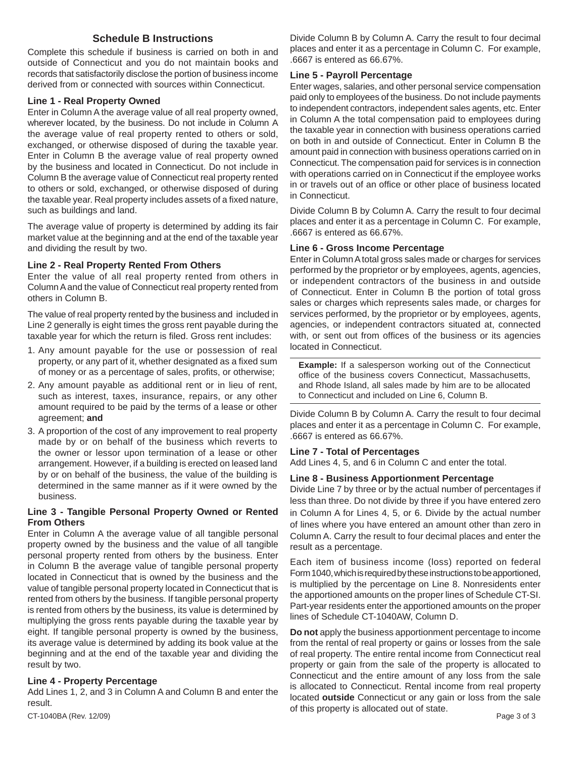## Schedule B Instructions

Complete this schedule if business is carried on both in and outside of Connecticut and you do not maintain books and records that satisfactorily disclose the portion of business income derived from or connected with sources within Connecticut.

### Line 1 - Real Property Owned

Enter in Column A the average value of all real property owned, wherever located, by the business. Do not include in Column A the average value of real property rented to others or sold, exchanged, or otherwise disposed of during the taxable year. Enter in Column B the average value of real property owned by the business and located in Connecticut. Do not include in Column B the average value of Connecticut real property rented to others or sold, exchanged, or otherwise disposed of during the taxable year. Real property includes assets of a fixed nature, such as buildings and land.

The average value of property is determined by adding its fair market value at the beginning and at the end of the taxable year and dividing the result by two.

### Line 2 - Real Property Rented From Others

Enter the value of all real property rented from others in Column A and the value of Connecticut real property rented from others in Column B.

The value of real property rented by the business and included in Line 2 generally is eight times the gross rent payable during the taxable year for which the return is filed. Gross rent includes:

1. Any amount payable for the use or possession of real property, or any part of it, whether designated as a fixed sum of money or as a percentage of sales, profits, or otherwise;
2. Any amount payable as additional rent or in lieu of rent, such as interest, taxes, insurance, repairs, or any other amount required to be paid by the terms of a lease or other agreement; **and**
3. A proportion of the cost of any improvement to real property made by or on behalf of the business which reverts to the owner or lessor upon termination of a lease or other arrangement. However, if a building is erected on leased land by or on behalf of the business, the value of the building is determined in the same manner as if it were owned by the business.

### Line 3 - Tangible Personal Property Owned or Rented From Others

Enter in Column A the average value of all tangible personal property owned by the business and the value of all tangible personal property rented from others by the business. Enter in Column B the average value of tangible personal property located in Connecticut that is owned by the business and the value of tangible personal property located in Connecticut that is rented from others by the business. If tangible personal property is rented from others by the business, its value is determined by multiplying the gross rents payable during the taxable year by eight. If tangible personal property is owned by the business, its average value is determined by adding its book value at the beginning and at the end of the taxable year and dividing the result by two.

### Line 4 - Property Percentage

Add Lines 1, 2, and 3 in Column A and Column B and enter the result.

Divide Column B by Column A. Carry the result to four decimal places and enter it as a percentage in Column C. For example, .6667 is entered as 66.67%.

### Line 5 - Payroll Percentage

Enter wages, salaries, and other personal service compensation paid only to employees of the business. Do not include payments to independent contractors, independent sales agents, etc. Enter in Column A the total compensation paid to employees during the taxable year in connection with business operations carried on both in and outside of Connecticut. Enter in Column B the amount paid in connection with business operations carried on in Connecticut. The compensation paid for services is in connection with operations carried on in Connecticut if the employee works in or travels out of an office or other place of business located in Connecticut.

Divide Column B by Column A. Carry the result to four decimal places and enter it as a percentage in Column C. For example, .6667 is entered as 66.67%.

### Line 6 - Gross Income Percentage

Enter in Column A total gross sales made or charges for services performed by the proprietor or by employees, agents, agencies, or independent contractors of the business in and outside of Connecticut. Enter in Column B the portion of total gross sales or charges which represents sales made, or charges for services performed, by the proprietor or by employees, agents, agencies, or independent contractors situated at, connected with, or sent out from offices of the business or its agencies located in Connecticut.

**Example:** If a salesperson working out of the Connecticut office of the business covers Connecticut, Massachusetts, and Rhode Island, all sales made by him are to be allocated to Connecticut and included on Line 6, Column B.

Divide Column B by Column A. Carry the result to four decimal places and enter it as a percentage in Column C. For example, .6667 is entered as 66.67%.

### Line 7 - Total of Percentages

Add Lines 4, 5, and 6 in Column C and enter the total.

### Line 8 - Business Apportionment Percentage

Divide Line 7 by three or by the actual number of percentages if less than three. Do not divide by three if you have entered zero in Column A for Lines 4, 5, or 6. Divide by the actual number of lines where you have entered an amount other than zero in Column A. Carry the result to four decimal places and enter the result as a percentage.

Each item of business income (loss) reported on federal Form 1040, which is required by these instructions to be apportioned, is multiplied by the percentage on Line 8. Nonresidents enter the apportioned amounts on the proper lines of Schedule CT-SI. Part-year residents enter the apportioned amounts on the proper lines of Schedule CT-1040AW, Column D.

**Do not** apply the business apportionment percentage to income from the rental of real property or gains or losses from the sale of real property. The entire rental income from Connecticut real property or gain from the sale of the property is allocated to Connecticut and the entire amount of any loss from the sale is allocated to Connecticut. Rental income from real property located **outside** Connecticut or any gain or loss from the sale of this property is allocated out of state.

CT-1040BA (Rev. 12/09)